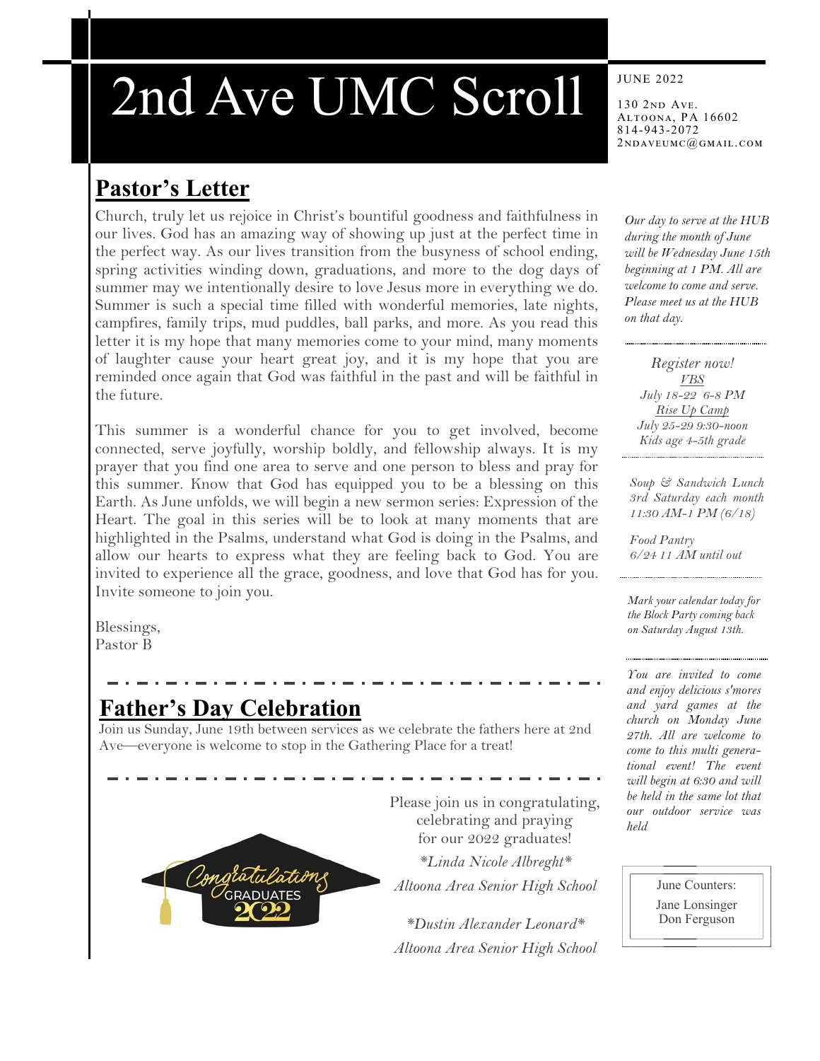# 2nd Ave UMC Scroll

JUNE 2022

130 2nd Ave.
Altoona, PA 16602
814-943-2072
2ndaveumc@gmail.com

## Pastor's Letter

Church, truly let us rejoice in Christ's bountiful goodness and faithfulness in our lives. God has an amazing way of showing up just at the perfect time in the perfect way. As our lives transition from the busyness of school ending, spring activities winding down, graduations, and more to the dog days of summer may we intentionally desire to love Jesus more in everything we do. Summer is such a special time filled with wonderful memories, late nights, campfires, family trips, mud puddles, ball parks, and more. As you read this letter it is my hope that many memories come to your mind, many moments of laughter cause your heart great joy, and it is my hope that you are reminded once again that God was faithful in the past and will be faithful in the future.

This summer is a wonderful chance for you to get involved, become connected, serve joyfully, worship boldly, and fellowship always. It is my prayer that you find one area to serve and one person to bless and pray for this summer. Know that God has equipped you to be a blessing on this Earth. As June unfolds, we will begin a new sermon series: Expression of the Heart. The goal in this series will be to look at many moments that are highlighted in the Psalms, understand what God is doing in the Psalms, and allow our hearts to express what they are feeling back to God. You are invited to experience all the grace, goodness, and love that God has for you. Invite someone to join you.

Blessings,
Pastor B

## Father's Day Celebration

Join us Sunday, June 19th between services as we celebrate the fathers here at 2nd Ave—everyone is welcome to stop in the Gathering Place for a treat!

Congratulations GRADUATES 2022

Please join us in congratulating, celebrating and praying for our 2022 graduates!

*\*Linda Nicole Albreght\**
*Altoona Area Senior High School*

*\*Dustin Alexander Leonard\**
*Altoona Area Senior High School*

---

*Our day to serve at the HUB during the month of June will be Wednesday June 15th beginning at 1 PM. All are welcome to come and serve. Please meet us at the HUB on that day.*

*Register now!*
*VBS*
*July 18-22 6-8 PM*
*Rise Up Camp*
*July 25-29 9:30-noon*
*Kids age 4-5th grade*

*Soup & Sandwich Lunch*
*3rd Saturday each month*
*11:30 AM-1 PM (6/18)*

*Food Pantry*
*6/24 11 AM until out*

*Mark your calendar today for the Block Party coming back on Saturday August 13th.*

*You are invited to come and enjoy delicious s'mores and yard games at the church on Monday June 27th. All are welcome to come to this multi generational event! The event will begin at 6:30 and will be held in the same lot that our outdoor service was held*

June Counters:
Jane Lonsinger
Don Ferguson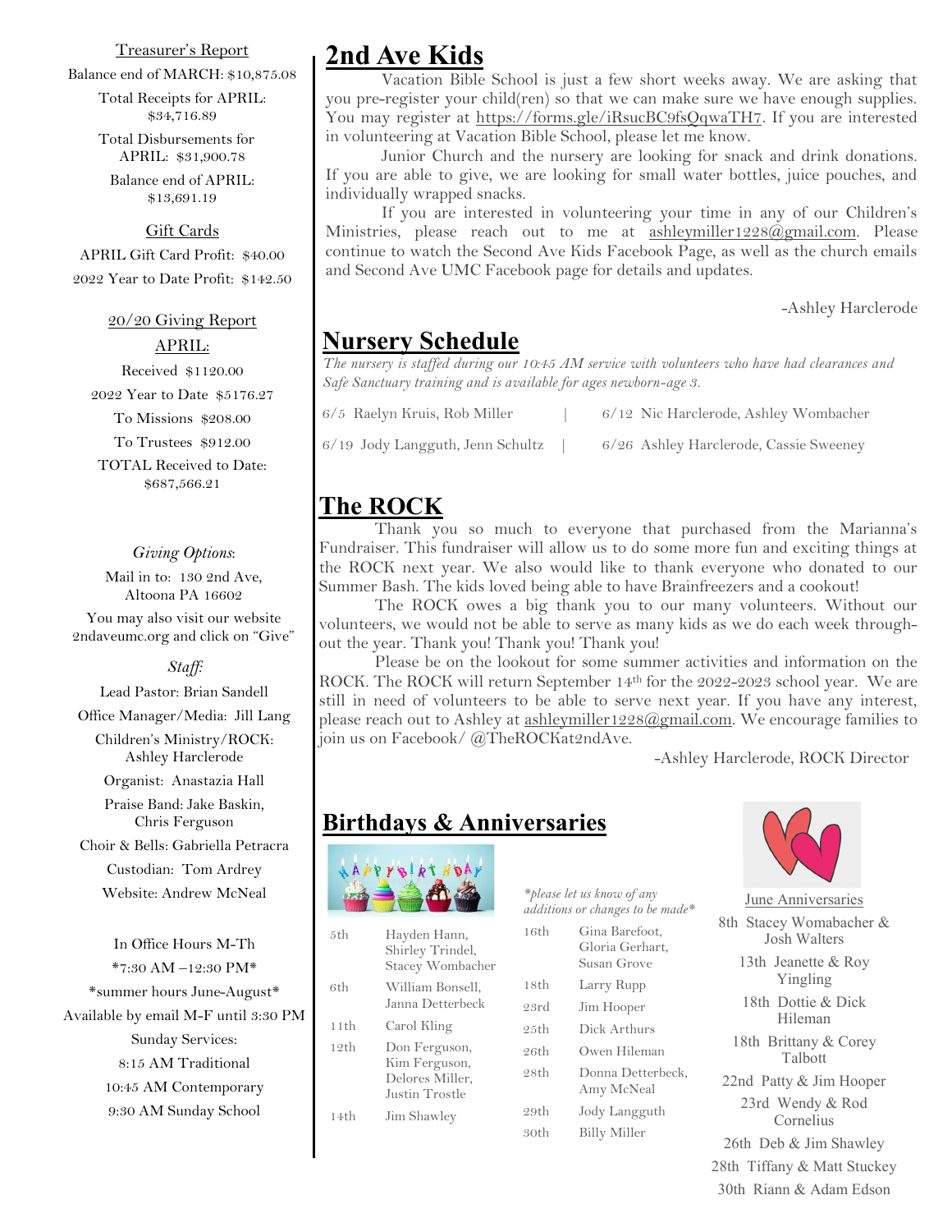Treasurer's Report

Balance end of MARCH: $10,875.08

Total Receipts for APRIL: $34,716.89

Total Disbursements for APRIL: $31,900.78

Balance end of APRIL: $13,691.19

Gift Cards

APRIL Gift Card Profit: $40.00

2022 Year to Date Profit: $142.50

20/20 Giving Report

APRIL:

Received $1120.00

2022 Year to Date $5176.27

To Missions $208.00

To Trustees $912.00

TOTAL Received to Date: $687,566.21

*Giving Options*:

Mail in to: 130 2nd Ave, Altoona PA 16602

You may also visit our website 2ndaveumc.org and click on "Give"

*Staff:*

Lead Pastor: Brian Sandell

Office Manager/Media: Jill Lang

Children's Ministry/ROCK: Ashley Harclerode

Organist: Anastazia Hall

Praise Band: Jake Baskin, Chris Ferguson

Choir & Bells: Gabriella Petracra

Custodian: Tom Ardrey

Website: Andrew McNeal

In Office Hours M-Th

*7:30 AM –12:30 PM*

*summer hours June-August*

Available by email M-F until 3:30 PM

Sunday Services:

8:15 AM Traditional

10:45 AM Contemporary

9:30 AM Sunday School

## 2nd Ave Kids

Vacation Bible School is just a few short weeks away. We are asking that you pre-register your child(ren) so that we can make sure we have enough supplies. You may register at https://forms.gle/iRsucBC9fsQqwaTH7. If you are interested in volunteering at Vacation Bible School, please let me know.

Junior Church and the nursery are looking for snack and drink donations. If you are able to give, we are looking for small water bottles, juice pouches, and individually wrapped snacks.

If you are interested in volunteering your time in any of our Children's Ministries, please reach out to me at ashleymiller1228@gmail.com. Please continue to watch the Second Ave Kids Facebook Page, as well as the church emails and Second Ave UMC Facebook page for details and updates.

-Ashley Harclerode

## Nursery Schedule

*The nursery is staffed during our 10:45 AM service with volunteers who have had clearances and Safe Sanctuary training and is available for ages newborn-age 3.*

6/5 Raelyn Kruis, Rob Miller | 6/12 Nic Harclerode, Ashley Wombacher

6/19 Jody Langguth, Jenn Schultz | 6/26 Ashley Harclerode, Cassie Sweeney

## The ROCK

Thank you so much to everyone that purchased from the Marianna's Fundraiser. This fundraiser will allow us to do some more fun and exciting things at the ROCK next year. We also would like to thank everyone who donated to our Summer Bash. The kids loved being able to have Brainfreezers and a cookout!

The ROCK owes a big thank you to our many volunteers. Without our volunteers, we would not be able to serve as many kids as we do each week throughout the year. Thank you! Thank you! Thank you!

Please be on the lookout for some summer activities and information on the ROCK. The ROCK will return September 14th for the 2022-2023 school year. We are still in need of volunteers to be able to serve next year. If you have any interest, please reach out to Ashley at ashleymiller1228@gmail.com. We encourage families to join us on Facebook/ @TheROCKat2ndAve.

-Ashley Harclerode, ROCK Director

## Birthdays & Anniversaries

*\*please let us know of any additions or changes to be made\**

| | |
|---|---|
| 5th | Hayden Hann, Shirley Trindel, Stacey Wombacher |
| 6th | William Bonsell, Janna Detterbeck |
| 11th | Carol Kling |
| 12th | Don Ferguson, Kim Ferguson, Delores Miller, Justin Trostle |
| 14th | Jim Shawley |
| 16th | Gina Barefoot, Gloria Gerhart, Susan Grove |
| 18th | Larry Rupp |
| 23rd | Jim Hooper |
| 25th | Dick Arthurs |
| 26th | Owen Hileman |
| 28th | Donna Detterbeck, Amy McNeal |
| 29th | Jody Langguth |
| 30th | Billy Miller |

June Anniversaries

8th Stacey Womabacher & Josh Walters

13th Jeanette & Roy Yingling

18th Dottie & Dick Hileman

18th Brittany & Corey Talbott

22nd Patty & Jim Hooper

23rd Wendy & Rod Cornelius

26th Deb & Jim Shawley

28th Tiffany & Matt Stuckey

30th Riann & Adam Edson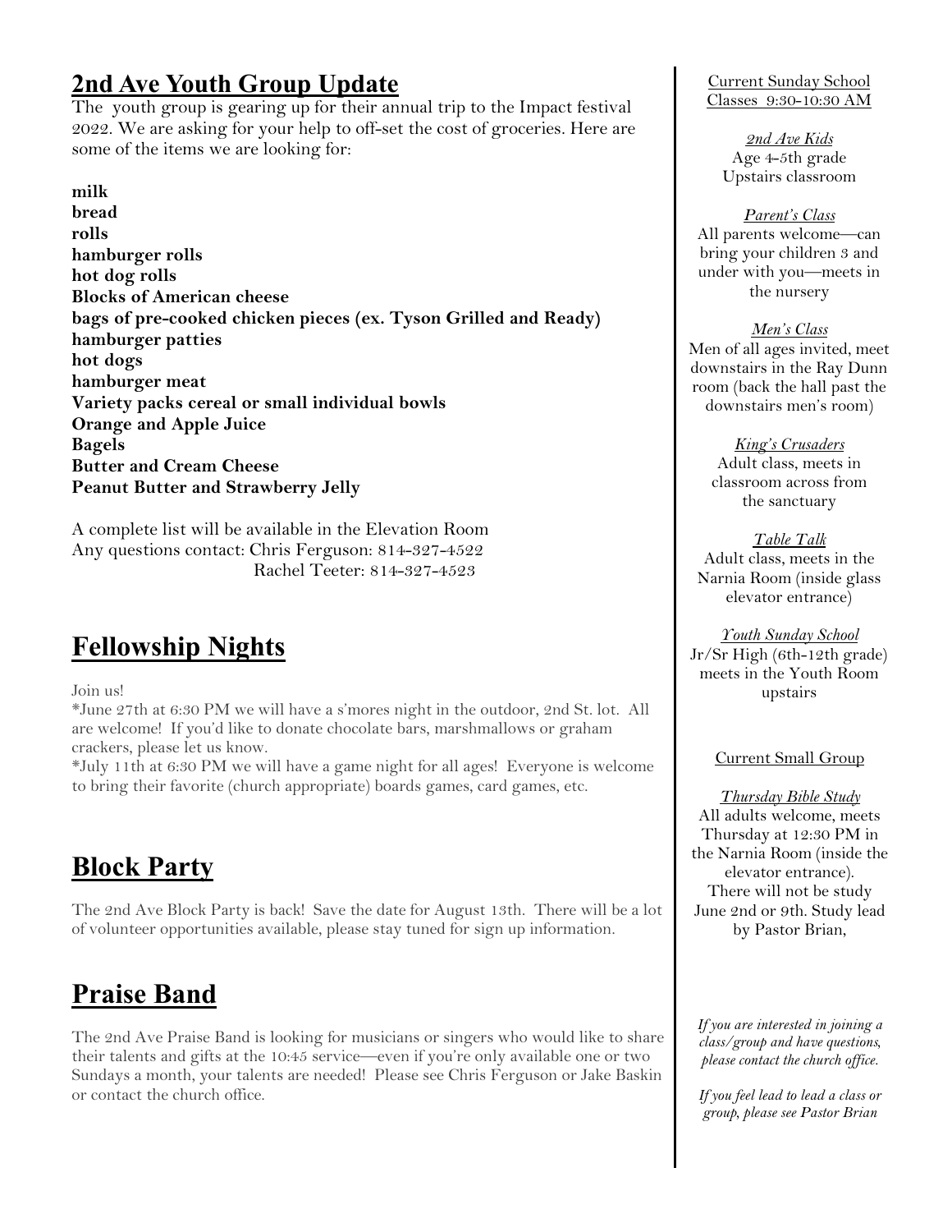## 2nd Ave Youth Group Update

The youth group is gearing up for their annual trip to the Impact festival 2022. We are asking for your help to off-set the cost of groceries. Here are some of the items we are looking for:

**milk**
**bread**
**rolls**
**hamburger rolls**
**hot dog rolls**
**Blocks of American cheese**
**bags of pre-cooked chicken pieces (ex. Tyson Grilled and Ready)**
**hamburger patties**
**hot dogs**
**hamburger meat**
**Variety packs cereal or small individual bowls**
**Orange and Apple Juice**
**Bagels**
**Butter and Cream Cheese**
**Peanut Butter and Strawberry Jelly**

A complete list will be available in the Elevation Room
Any questions contact: Chris Ferguson: 814-327-4522
Rachel Teeter: 814-327-4523

## Fellowship Nights

Join us!

*June 27th at 6:30 PM we will have a s'mores night in the outdoor, 2nd St. lot. All are welcome! If you'd like to donate chocolate bars, marshmallows or graham crackers, please let us know.

*July 11th at 6:30 PM we will have a game night for all ages! Everyone is welcome to bring their favorite (church appropriate) boards games, card games, etc.

## Block Party

The 2nd Ave Block Party is back! Save the date for August 13th. There will be a lot of volunteer opportunities available, please stay tuned for sign up information.

## Praise Band

The 2nd Ave Praise Band is looking for musicians or singers who would like to share their talents and gifts at the 10:45 service—even if you're only available one or two Sundays a month, your talents are needed! Please see Chris Ferguson or Jake Baskin or contact the church office.

Current Sunday School Classes 9:30-10:30 AM

*2nd Ave Kids*
Age 4-5th grade
Upstairs classroom

*Parent's Class*
All parents welcome—can bring your children 3 and under with you—meets in the nursery

*Men's Class*
Men of all ages invited, meet downstairs in the Ray Dunn room (back the hall past the downstairs men's room)

*King's Crusaders*
Adult class, meets in classroom across from the sanctuary

*Table Talk*
Adult class, meets in the Narnia Room (inside glass elevator entrance)

*Youth Sunday School*
Jr/Sr High (6th-12th grade) meets in the Youth Room upstairs

Current Small Group

*Thursday Bible Study*
All adults welcome, meets Thursday at 12:30 PM in the Narnia Room (inside the elevator entrance). There will not be study June 2nd or 9th. Study lead by Pastor Brian,

*If you are interested in joining a class/group and have questions, please contact the church office.*

*If you feel lead to lead a class or group, please see Pastor Brian*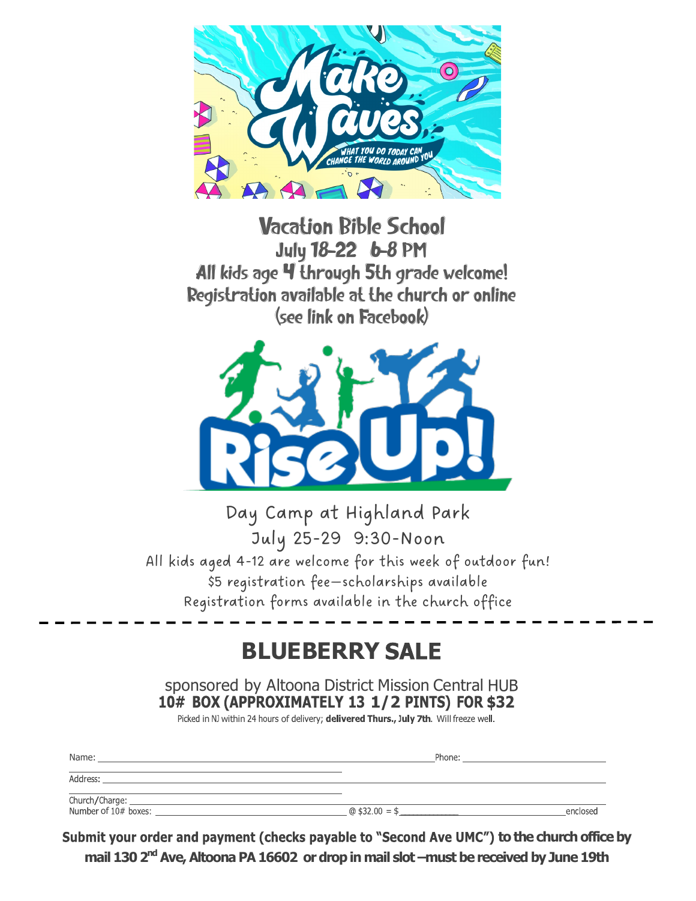## Vacation Bible School

July 18-22 6-8 PM

All kids age 4 through 5th grade welcome!

Registration available at the church or online

(see link on Facebook)

## Day Camp at Highland Park

July 25-29 9:30-Noon

All kids aged 4-12 are welcome for this week of outdoor fun!

$5 registration fee—scholarships available

Registration forms available in the church office

---

# BLUEBERRY SALE

sponsored by Altoona District Mission Central HUB

**10# BOX (APPROXIMATELY 13 1/2 PINTS) FOR $32**

Picked in NJ within 24 hours of delivery; **delivered Thurs., July 7th**. Will freeze well.

Name: ____________________ Phone: ____________________

Address: ____________________

Church/Charge: ____________________

Number of 10# boxes: ____________ @ $32.00 = $____________ enclosed

**Submit your order and payment (checks payable to "Second Ave UMC") to the church office by mail 130 2nd Ave, Altoona PA 16602 or drop in mail slot –must be received by June 19th**